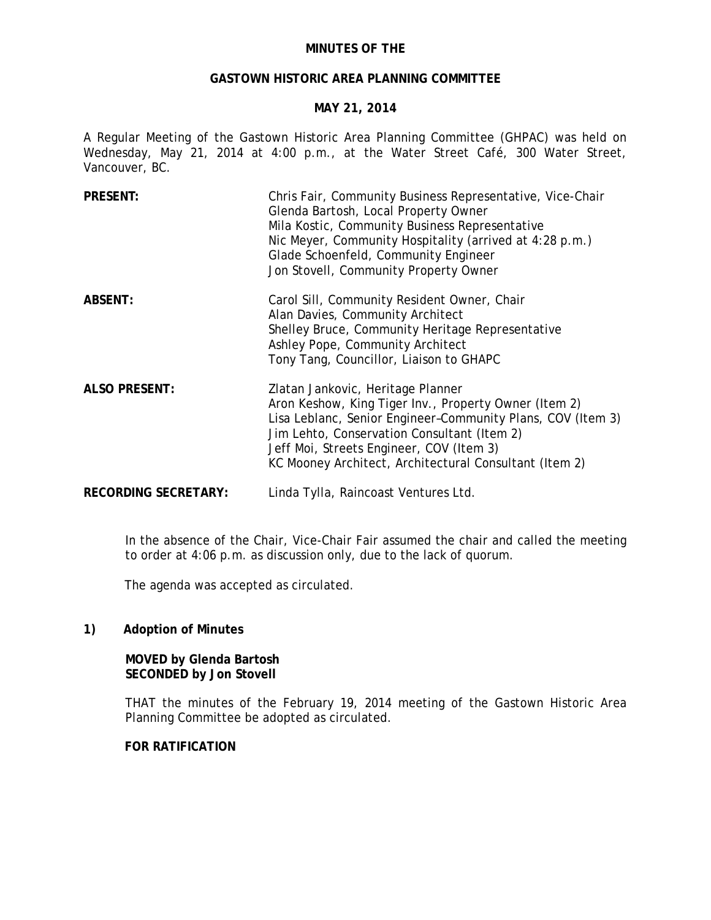# MINUTES OF THE

## GASTOWN HISTORIC AREA PLANNING COMMITTEE

### MAY 21, 2014

A Regular Meeting of the Gastown Historic Area Planning Committee (GHPAC) was held on Wednesday, May 21, 2014 at 4:00 p.m., at the Water Street Café, 300 Water Street, Vancouver, BC.

| | |
|---|---|
| **PRESENT:** | Chris Fair, Community Business Representative, Vice-Chair<br>Glenda Bartosh, Local Property Owner<br>Mila Kostic, Community Business Representative<br>Nic Meyer, Community Hospitality (arrived at 4:28 p.m.)<br>Glade Schoenfeld, Community Engineer<br>Jon Stovell, Community Property Owner |
| **ABSENT:** | Carol Sill, Community Resident Owner, Chair<br>Alan Davies, Community Architect<br>Shelley Bruce, Community Heritage Representative<br>Ashley Pope, Community Architect<br>Tony Tang, Councillor, Liaison to GHAPC |
| **ALSO PRESENT:** | Zlatan Jankovic, Heritage Planner<br>Aron Keshow, King Tiger Inv., Property Owner (Item 2)<br>Lisa Leblanc, Senior Engineer–Community Plans, COV (Item 3)<br>Jim Lehto, Conservation Consultant (Item 2)<br>Jeff Moi, Streets Engineer, COV (Item 3)<br>KC Mooney Architect, Architectural Consultant (Item 2) |
| **RECORDING SECRETARY:** | Linda Tylla, Raincoast Ventures Ltd. |

In the absence of the Chair, Vice-Chair Fair assumed the chair and called the meeting to order at 4:06 p.m. as discussion only, due to the lack of quorum.

The agenda was accepted as circulated.

## 1) Adoption of Minutes

**MOVED by Glenda Bartosh**
**SECONDED by Jon Stovell**

THAT the minutes of the February 19, 2014 meeting of the Gastown Historic Area Planning Committee be adopted as circulated.

**FOR RATIFICATION**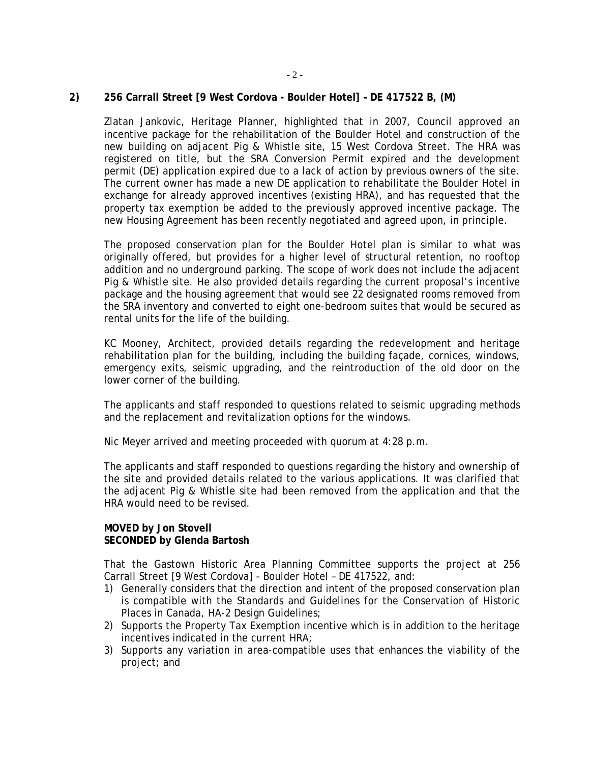## 2) 256 Carrall Street [9 West Cordova - Boulder Hotel] – DE 417522 B, (M)

Zlatan Jankovic, Heritage Planner, highlighted that in 2007, Council approved an incentive package for the rehabilitation of the Boulder Hotel and construction of the new building on adjacent Pig & Whistle site, 15 West Cordova Street. The HRA was registered on title, but the SRA Conversion Permit expired and the development permit (DE) application expired due to a lack of action by previous owners of the site. The current owner has made a new DE application to rehabilitate the Boulder Hotel in exchange for already approved incentives (existing HRA), and has requested that the property tax exemption be added to the previously approved incentive package. The new Housing Agreement has been recently negotiated and agreed upon, in principle.

The proposed conservation plan for the Boulder Hotel plan is similar to what was originally offered, but provides for a higher level of structural retention, no rooftop addition and no underground parking. The scope of work does not include the adjacent Pig & Whistle site. He also provided details regarding the current proposal's incentive package and the housing agreement that would see 22 designated rooms removed from the SRA inventory and converted to eight one-bedroom suites that would be secured as rental units for the life of the building.

KC Mooney, Architect, provided details regarding the redevelopment and heritage rehabilitation plan for the building, including the building façade, cornices, windows, emergency exits, seismic upgrading, and the reintroduction of the old door on the lower corner of the building.

The applicants and staff responded to questions related to seismic upgrading methods and the replacement and revitalization options for the windows.

Nic Meyer arrived and meeting proceeded with quorum at 4:28 p.m.

The applicants and staff responded to questions regarding the history and ownership of the site and provided details related to the various applications. It was clarified that the adjacent Pig & Whistle site had been removed from the application and that the HRA would need to be revised.

**MOVED by Jon Stovell**
**SECONDED by Glenda Bartosh**

That the Gastown Historic Area Planning Committee supports the project at 256 Carrall Street [9 West Cordova] - Boulder Hotel – DE 417522, and:

1) Generally considers that the direction and intent of the proposed conservation plan is compatible with the Standards and Guidelines for the Conservation of Historic Places in Canada, HA-2 Design Guidelines;
2) Supports the Property Tax Exemption incentive which is in addition to the heritage incentives indicated in the current HRA;
3) Supports any variation in area-compatible uses that enhances the viability of the project; and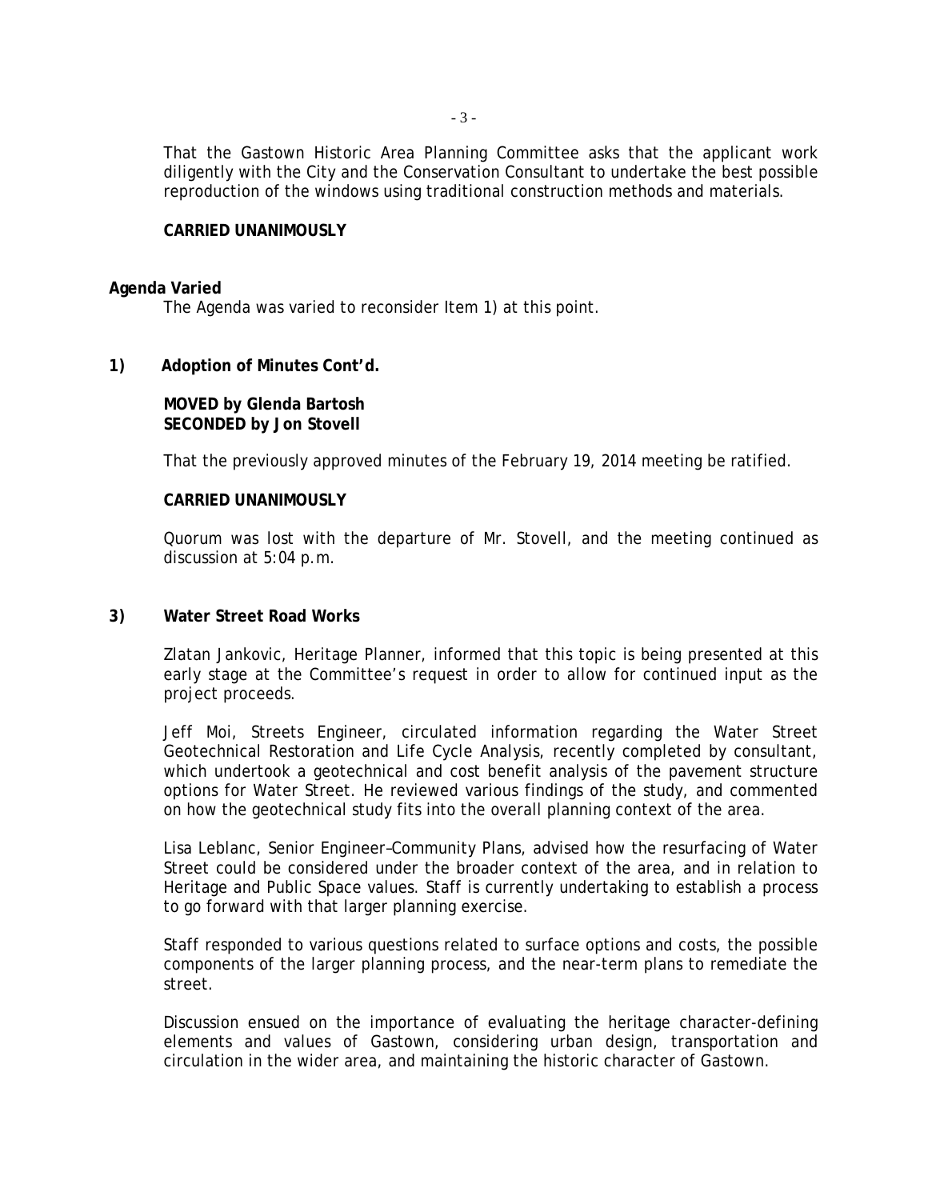That the Gastown Historic Area Planning Committee asks that the applicant work diligently with the City and the Conservation Consultant to undertake the best possible reproduction of the windows using traditional construction methods and materials.

**CARRIED UNANIMOUSLY**

**Agenda Varied**

The Agenda was varied to reconsider Item 1) at this point.

**1) Adoption of Minutes Cont'd.**

**MOVED by Glenda Bartosh**
**SECONDED by Jon Stovell**

That the previously approved minutes of the February 19, 2014 meeting be ratified.

**CARRIED UNANIMOUSLY**

Quorum was lost with the departure of Mr. Stovell, and the meeting continued as discussion at 5:04 p.m.

**3) Water Street Road Works**

Zlatan Jankovic, Heritage Planner, informed that this topic is being presented at this early stage at the Committee's request in order to allow for continued input as the project proceeds.

Jeff Moi, Streets Engineer, circulated information regarding the Water Street Geotechnical Restoration and Life Cycle Analysis, recently completed by consultant, which undertook a geotechnical and cost benefit analysis of the pavement structure options for Water Street. He reviewed various findings of the study, and commented on how the geotechnical study fits into the overall planning context of the area.

Lisa Leblanc, Senior Engineer–Community Plans, advised how the resurfacing of Water Street could be considered under the broader context of the area, and in relation to Heritage and Public Space values. Staff is currently undertaking to establish a process to go forward with that larger planning exercise.

Staff responded to various questions related to surface options and costs, the possible components of the larger planning process, and the near-term plans to remediate the street.

Discussion ensued on the importance of evaluating the heritage character-defining elements and values of Gastown, considering urban design, transportation and circulation in the wider area, and maintaining the historic character of Gastown.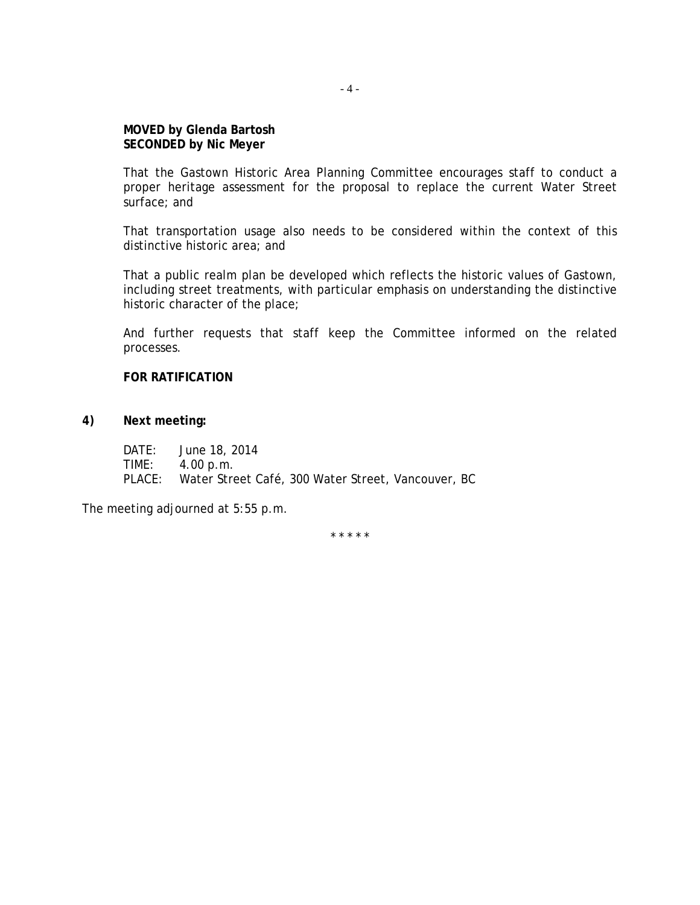**MOVED by Glenda Bartosh**
**SECONDED by Nic Meyer**

That the Gastown Historic Area Planning Committee encourages staff to conduct a proper heritage assessment for the proposal to replace the current Water Street surface; and

That transportation usage also needs to be considered within the context of this distinctive historic area; and

That a public realm plan be developed which reflects the historic values of Gastown, including street treatments, with particular emphasis on understanding the distinctive historic character of the place;

And further requests that staff keep the Committee informed on the related processes.

**FOR RATIFICATION**

**4) Next meeting:**

DATE: June 18, 2014
TIME: 4.00 p.m.
PLACE: Water Street Café, 300 Water Street, Vancouver, BC

The meeting adjourned at 5:55 p.m.

\* \* \* \* \*